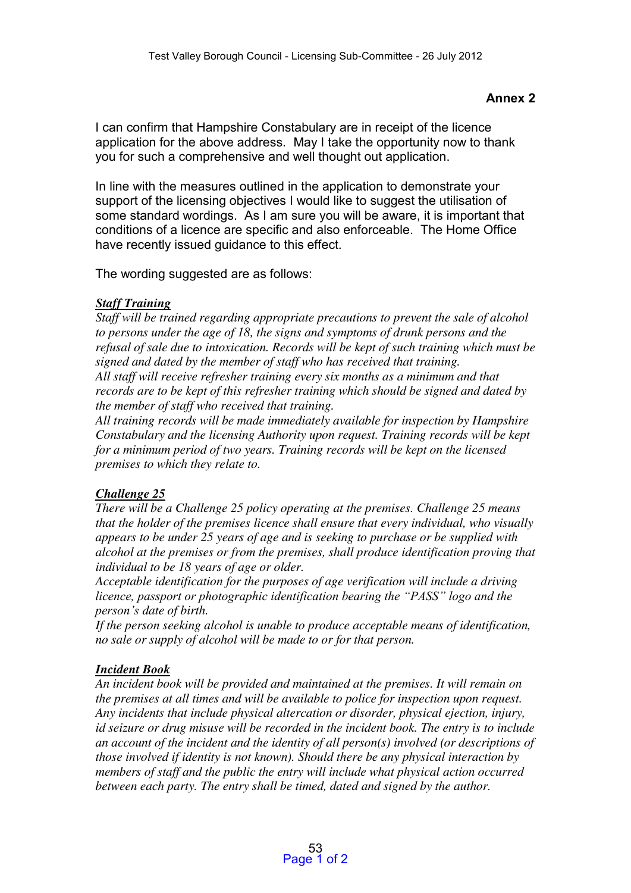**Annex 2**

I can confirm that Hampshire Constabulary are in receipt of the licence application for the above address. May I take the opportunity now to thank you for such a comprehensive and well thought out application.

In line with the measures outlined in the application to demonstrate your support of the licensing objectives I would like to suggest the utilisation of some standard wordings. As I am sure you will be aware, it is important that conditions of a licence are specific and also enforceable. The Home Office have recently issued guidance to this effect.

The wording suggested are as follows:

***Staff Training***

*Staff will be trained regarding appropriate precautions to prevent the sale of alcohol to persons under the age of 18, the signs and symptoms of drunk persons and the refusal of sale due to intoxication. Records will be kept of such training which must be signed and dated by the member of staff who has received that training.*

*All staff will receive refresher training every six months as a minimum and that records are to be kept of this refresher training which should be signed and dated by the member of staff who received that training.*

*All training records will be made immediately available for inspection by Hampshire Constabulary and the licensing Authority upon request. Training records will be kept for a minimum period of two years. Training records will be kept on the licensed premises to which they relate to.*

***Challenge 25***

*There will be a Challenge 25 policy operating at the premises. Challenge 25 means that the holder of the premises licence shall ensure that every individual, who visually appears to be under 25 years of age and is seeking to purchase or be supplied with alcohol at the premises or from the premises, shall produce identification proving that individual to be 18 years of age or older.*

*Acceptable identification for the purposes of age verification will include a driving licence, passport or photographic identification bearing the "PASS" logo and the person's date of birth.*

*If the person seeking alcohol is unable to produce acceptable means of identification, no sale or supply of alcohol will be made to or for that person.*

***Incident Book***

*An incident book will be provided and maintained at the premises. It will remain on the premises at all times and will be available to police for inspection upon request. Any incidents that include physical altercation or disorder, physical ejection, injury, id seizure or drug misuse will be recorded in the incident book. The entry is to include an account of the incident and the identity of all person(s) involved (or descriptions of those involved if identity is not known). Should there be any physical interaction by members of staff and the public the entry will include what physical action occurred between each party. The entry shall be timed, dated and signed by the author.*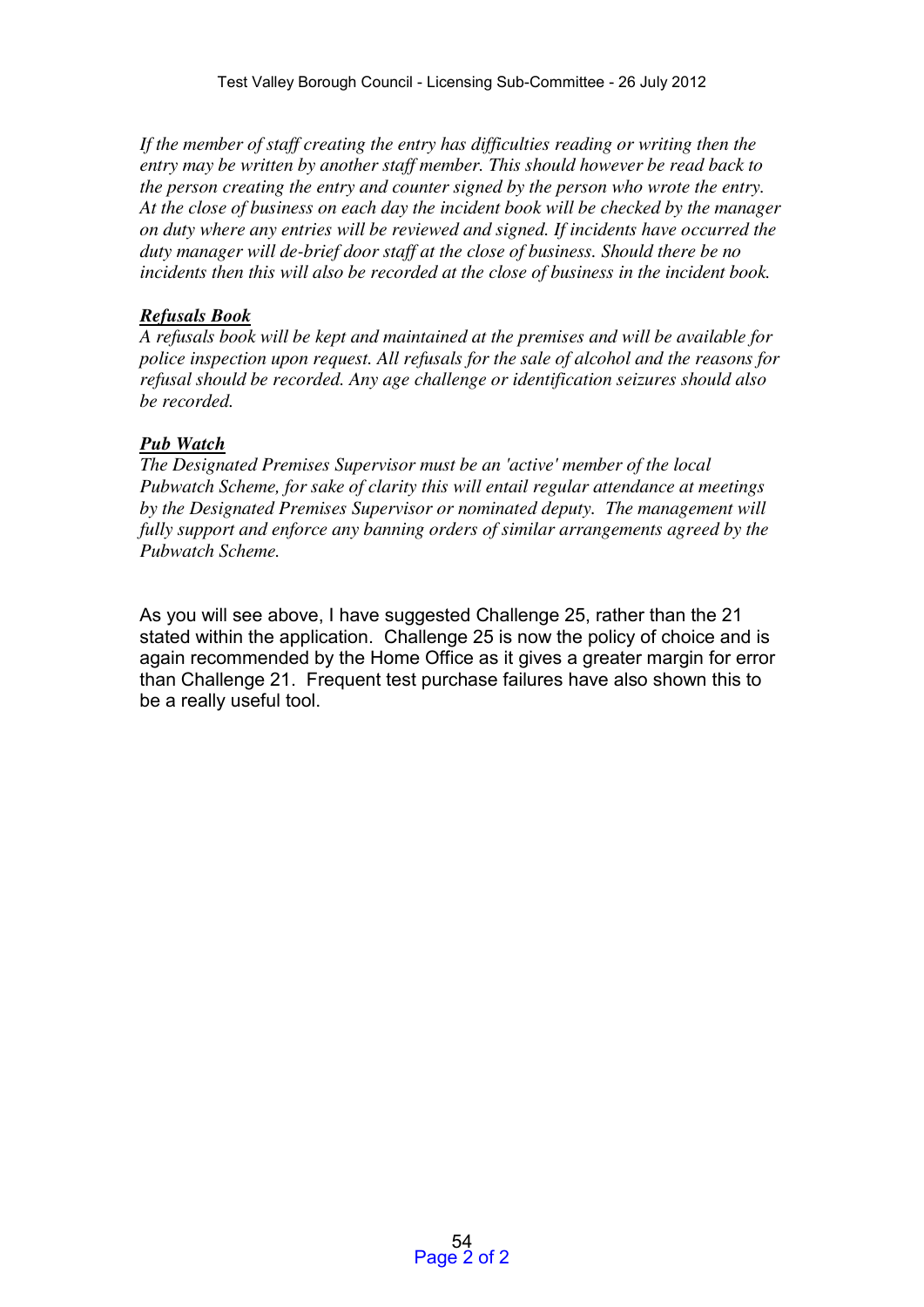*If the member of staff creating the entry has difficulties reading or writing then the entry may be written by another staff member. This should however be read back to the person creating the entry and counter signed by the person who wrote the entry. At the close of business on each day the incident book will be checked by the manager on duty where any entries will be reviewed and signed. If incidents have occurred the duty manager will de-brief door staff at the close of business. Should there be no incidents then this will also be recorded at the close of business in the incident book.*

***Refusals Book***

*A refusals book will be kept and maintained at the premises and will be available for police inspection upon request. All refusals for the sale of alcohol and the reasons for refusal should be recorded. Any age challenge or identification seizures should also be recorded.*

***Pub Watch***

*The Designated Premises Supervisor must be an 'active' member of the local Pubwatch Scheme, for sake of clarity this will entail regular attendance at meetings by the Designated Premises Supervisor or nominated deputy. The management will fully support and enforce any banning orders of similar arrangements agreed by the Pubwatch Scheme.*

As you will see above, I have suggested Challenge 25, rather than the 21 stated within the application. Challenge 25 is now the policy of choice and is again recommended by the Home Office as it gives a greater margin for error than Challenge 21. Frequent test purchase failures have also shown this to be a really useful tool.